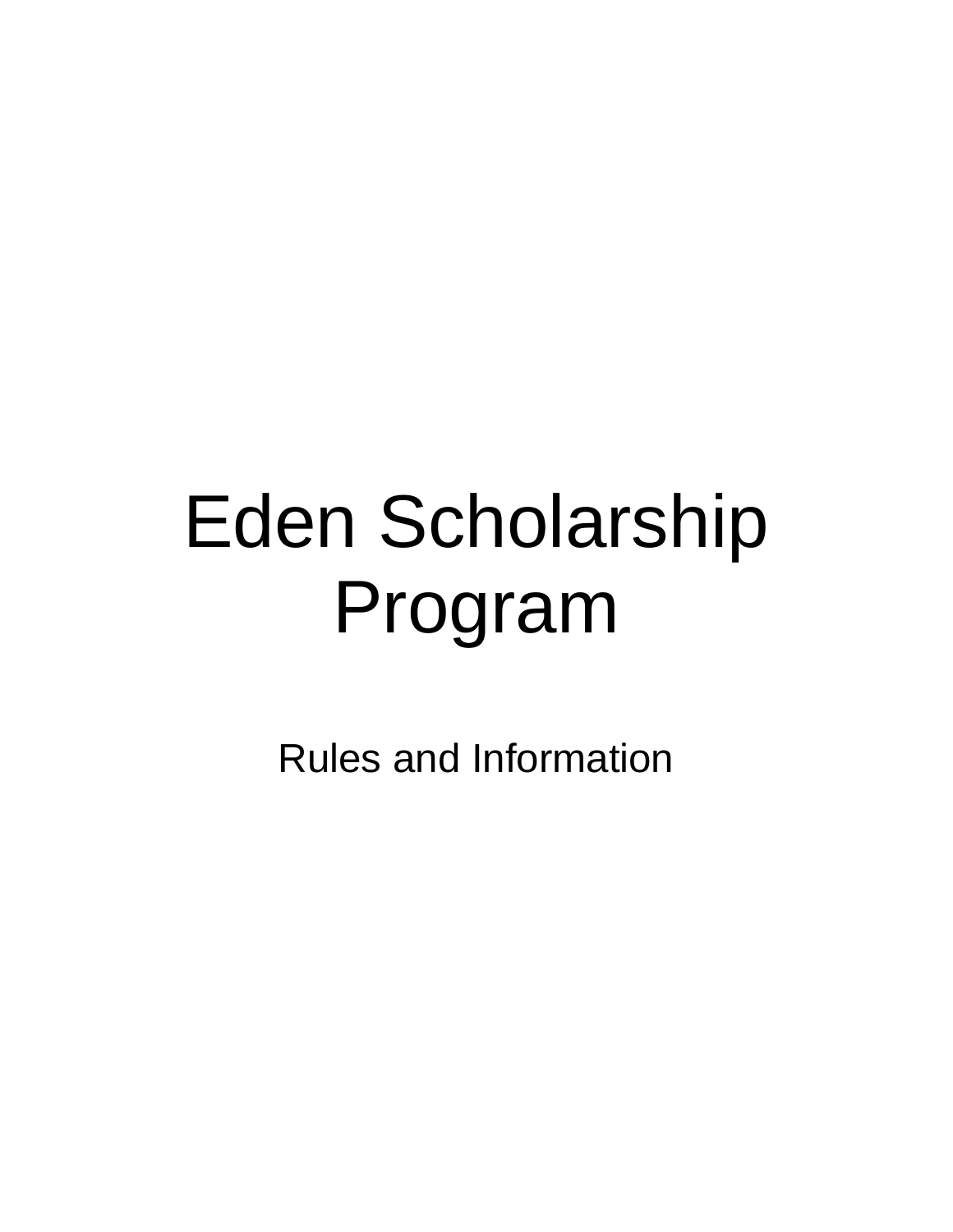# Eden Scholarship Program

Rules and Information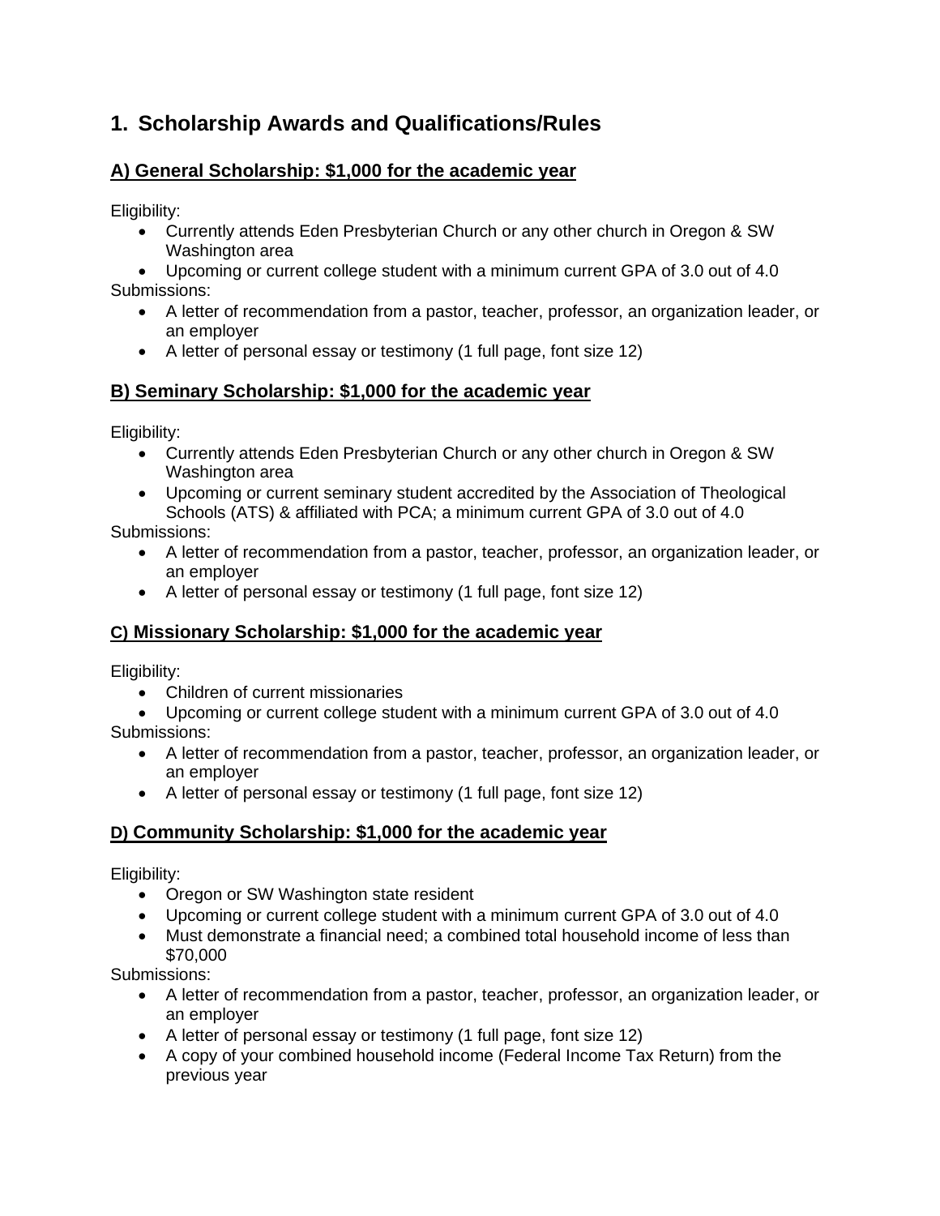# 1. Scholarship Awards and Qualifications/Rules

## A) General Scholarship: $1,000 for the academic year

Eligibility:

- Currently attends Eden Presbyterian Church or any other church in Oregon & SW Washington area
- Upcoming or current college student with a minimum current GPA of 3.0 out of 4.0

Submissions:

- A letter of recommendation from a pastor, teacher, professor, an organization leader, or an employer
- A letter of personal essay or testimony (1 full page, font size 12)

## B) Seminary Scholarship: $1,000 for the academic year

Eligibility:

- Currently attends Eden Presbyterian Church or any other church in Oregon & SW Washington area
- Upcoming or current seminary student accredited by the Association of Theological Schools (ATS) & affiliated with PCA; a minimum current GPA of 3.0 out of 4.0

Submissions:

- A letter of recommendation from a pastor, teacher, professor, an organization leader, or an employer
- A letter of personal essay or testimony (1 full page, font size 12)

## C) Missionary Scholarship: $1,000 for the academic year

Eligibility:

- Children of current missionaries
- Upcoming or current college student with a minimum current GPA of 3.0 out of 4.0

Submissions:

- A letter of recommendation from a pastor, teacher, professor, an organization leader, or an employer
- A letter of personal essay or testimony (1 full page, font size 12)

## D) Community Scholarship: $1,000 for the academic year

Eligibility:

- Oregon or SW Washington state resident
- Upcoming or current college student with a minimum current GPA of 3.0 out of 4.0
- Must demonstrate a financial need; a combined total household income of less than $70,000

Submissions:

- A letter of recommendation from a pastor, teacher, professor, an organization leader, or an employer
- A letter of personal essay or testimony (1 full page, font size 12)
- A copy of your combined household income (Federal Income Tax Return) from the previous year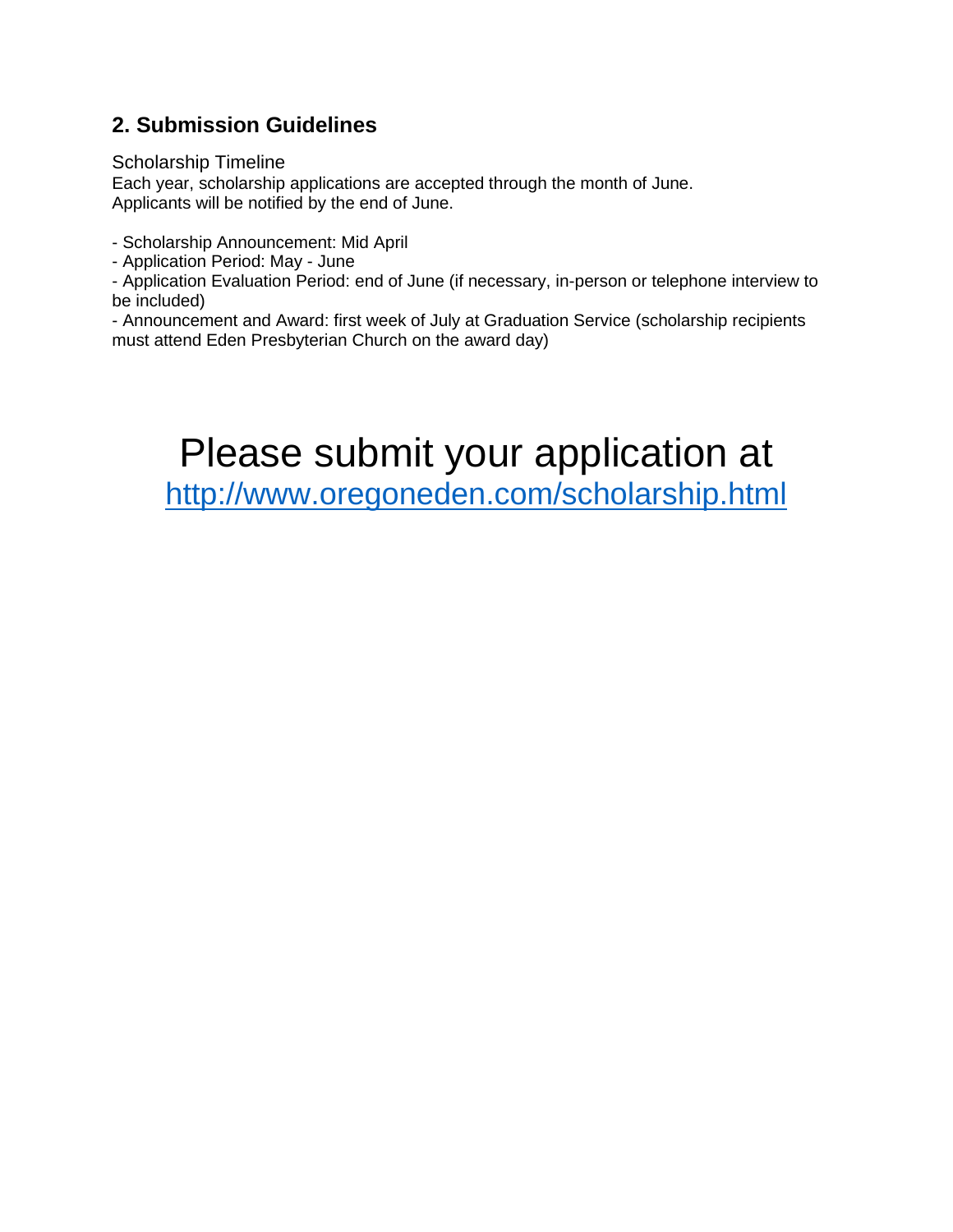## 2. Submission Guidelines

Scholarship Timeline
Each year, scholarship applications are accepted through the month of June.
Applicants will be notified by the end of June.

- Scholarship Announcement: Mid April
- Application Period: May - June
- Application Evaluation Period: end of June (if necessary, in-person or telephone interview to be included)
- Announcement and Award: first week of July at Graduation Service (scholarship recipients must attend Eden Presbyterian Church on the award day)

# Please submit your application at

## [http://www.oregoneden.com/scholarship.html](http://www.oregoneden.com/scholarship.html)